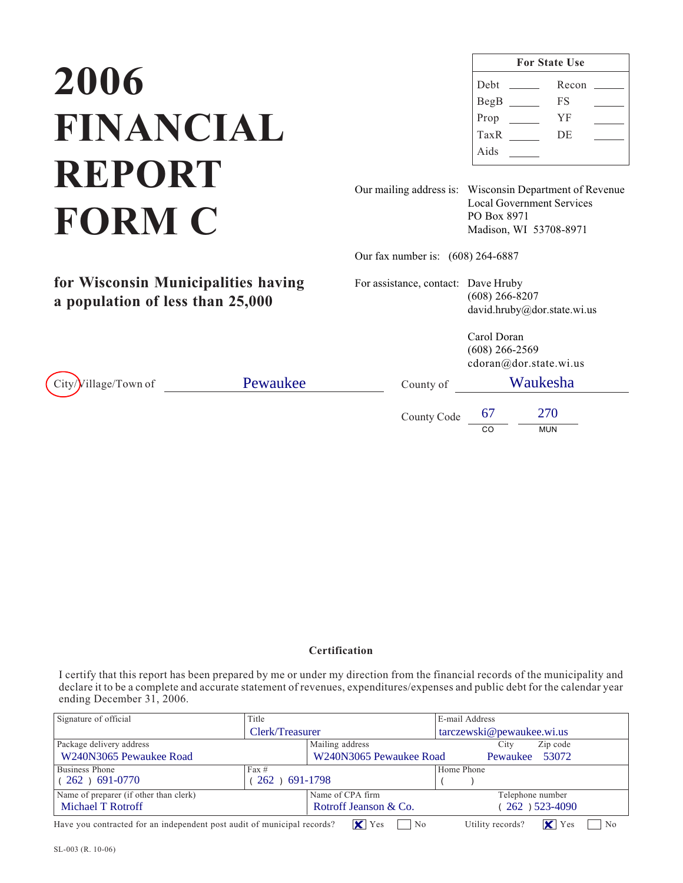# 2006 FINANCIAL REPORT FORM C

| For State Use | | | |
|---|---|---|---|
| Debt | ______ | Recon | ______ |
| BegB | ______ | FS | ______ |
| Prop | ______ | YF | ______ |
| TaxR | ______ | DE | ______ |
| Aids | ______ | | |

Our mailing address is: Wisconsin Department of Revenue
Local Government Services
PO Box 8971
Madison, WI 53708-8971

Our fax number is: (608) 264-6887

**for Wisconsin Municipalities having a population of less than 25,000**

For assistance, contact: Dave Hruby
(608) 266-8207
david.hruby@dor.state.wi.us

Carol Doran
(608) 266-2569
cdoran@dor.state.wi.us

City/Village/Town of Pewaukee (City circled)

County of Waukesha

County Code 67 (CO) 270 (MUN)

### Certification

I certify that this report has been prepared by me or under my direction from the financial records of the municipality and declare it to be a complete and accurate statement of revenues, expenditures/expenses and public debt for the calendar year ending December 31, 2006.

| Signature of official | Title<br>Clerk/Treasurer | E-mail Address<br>tarczewski@pewaukee.wi.us |
|---|---|---|
| Package delivery address<br>W240N3065 Pewaukee Road | Mailing address<br>W240N3065 Pewaukee Road | City: Pewaukee Zip code: 53072 |
| Business Phone<br>( 262 ) 691-0770 | Fax #<br>( 262 ) 691-1798 | Home Phone<br>( ) |
| Name of preparer (if other than clerk)<br>Michael T Rotroff | Name of CPA firm<br>Rotroff Jeanson & Co. | Telephone number<br>( 262 ) 523-4090 |

Have you contracted for an independent post audit of municipal records? [X] Yes [ ] No Utility records? [X] Yes [ ] No

SL-003 (R. 10-06)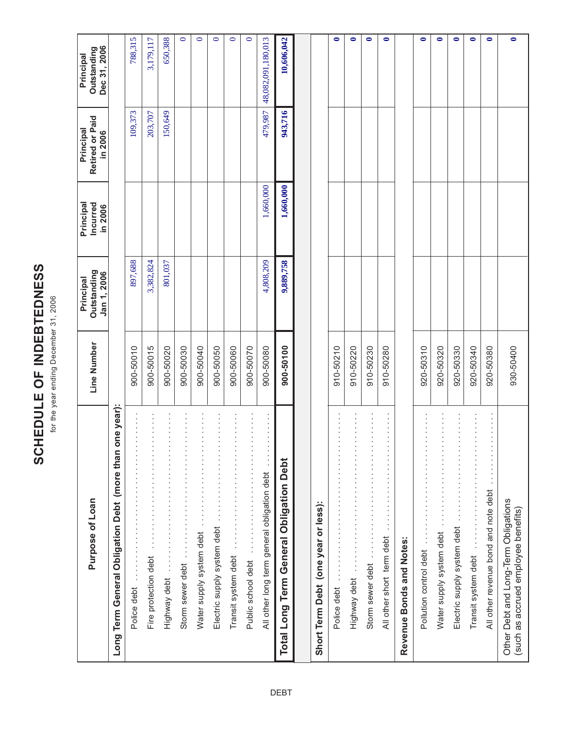# SCHEDULE OF INDEBTEDNESS

for the year ending December 31, 2006

| Purpose of Loan | Line Number | Principal Outstanding Jan 1, 2006 | Principal Incurred in 2006 | Principal Retired or Paid in 2006 | Principal Outstanding Dec 31, 2006 |
|---|---|---|---|---|---|
| **Long Term General Obligation Debt (more than one year):** | | | | | |
| Police debt | 900-50010 | 897,688 | | 109,373 | 788,315 |
| Fire protection debt | 900-50015 | 3,382,824 | | 203,707 | 3,179,117 |
| Highway debt | 900-50020 | 801,037 | | 150,649 | 650,388 |
| Storm sewer debt | 900-50030 | | | | 0 |
| Water supply system debt | 900-50040 | | | | 0 |
| Electric supply system debt | 900-50050 | | | | 0 |
| Transit system debt | 900-50060 | | | | 0 |
| Public school debt | 900-50070 | | | | 0 |
| All other long term general obligation debt | 900-50080 | 4,808,209 | 1,660,000 | 479,987 | 48,082,091,180,013 |
| **Total Long Term General Obligation Debt** | **900-50100** | **9,889,758** | **1,660,000** | **943,716** | **10,606,042** |
| **Short Term Debt (one year or less):** | | | | | |
| Police debt | 910-50210 | | | | **0** |
| Highway debt | 910-50220 | | | | **0** |
| Storm sewer debt | 910-50230 | | | | **0** |
| All other short term debt | 910-50280 | | | | **0** |
| **Revenue Bonds and Notes:** | | | | | |
| Pollution control debt | 920-50310 | | | | **0** |
| Water supply system debt | 920-50320 | | | | **0** |
| Electric supply system debt | 920-50330 | | | | **0** |
| Transit system debt | 920-50340 | | | | **0** |
| All other revenue bond and note debt | 920-50380 | | | | **0** |
| Other Debt and Long-Term Obligations (such as accrued employee benefits) | 930-50400 | | | | **0** |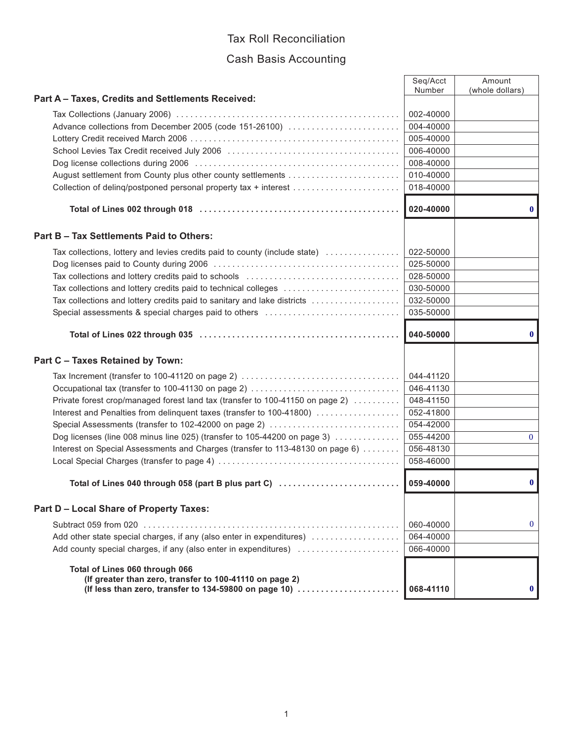# Tax Roll Reconciliation

## Cash Basis Accounting

| | Seq/Acct Number | Amount (whole dollars) |
|---|---|---|
| **Part A – Taxes, Credits and Settlements Received:** | | |
| Tax Collections (January 2006) | 002-40000 | |
| Advance collections from December 2005 (code 151-26100) | 004-40000 | |
| Lottery Credit received March 2006 | 005-40000 | |
| School Levies Tax Credit received July 2006 | 006-40000 | |
| Dog license collections during 2006 | 008-40000 | |
| August settlement from County plus other county settlements | 010-40000 | |
| Collection of delinq/postponed personal property tax + interest | 018-40000 | |
| **Total of Lines 002 through 018** | **020-40000** | **0** |
| **Part B – Tax Settlements Paid to Others:** | | |
| Tax collections, lottery and levies credits paid to county (include state) | 022-50000 | |
| Dog licenses paid to County during 2006 | 025-50000 | |
| Tax collections and lottery credits paid to schools | 028-50000 | |
| Tax collections and lottery credits paid to technical colleges | 030-50000 | |
| Tax collections and lottery credits paid to sanitary and lake districts | 032-50000 | |
| Special assessments & special charges paid to others | 035-50000 | |
| **Total of Lines 022 through 035** | **040-50000** | **0** |
| **Part C – Taxes Retained by Town:** | | |
| Tax Increment (transfer to 100-41120 on page 2) | 044-41120 | |
| Occupational tax (transfer to 100-41130 on page 2) | 046-41130 | |
| Private forest crop/managed forest land tax (transfer to 100-41150 on page 2) | 048-41150 | |
| Interest and Penalties from delinquent taxes (transfer to 100-41800) | 052-41800 | |
| Special Assessments (transfer to 102-42000 on page 2) | 054-42000 | |
| Dog licenses (line 008 minus line 025) (transfer to 105-44200 on page 3) | 055-44200 | 0 |
| Interest on Special Assessments and Charges (transfer to 113-48130 on page 6) | 056-48130 | |
| Local Special Charges (transfer to page 4) | 058-46000 | |
| **Total of Lines 040 through 058 (part B plus part C)** | **059-40000** | **0** |
| **Part D – Local Share of Property Taxes:** | | |
| Subtract 059 from 020 | 060-40000 | 0 |
| Add other state special charges, if any (also enter in expenditures) | 064-40000 | |
| Add county special charges, if any (also enter in expenditures) | 066-40000 | |
| **Total of Lines 060 through 066 (If greater than zero, transfer to 100-41110 on page 2) (If less than zero, transfer to 134-59800 on page 10)** | **068-41110** | **0** |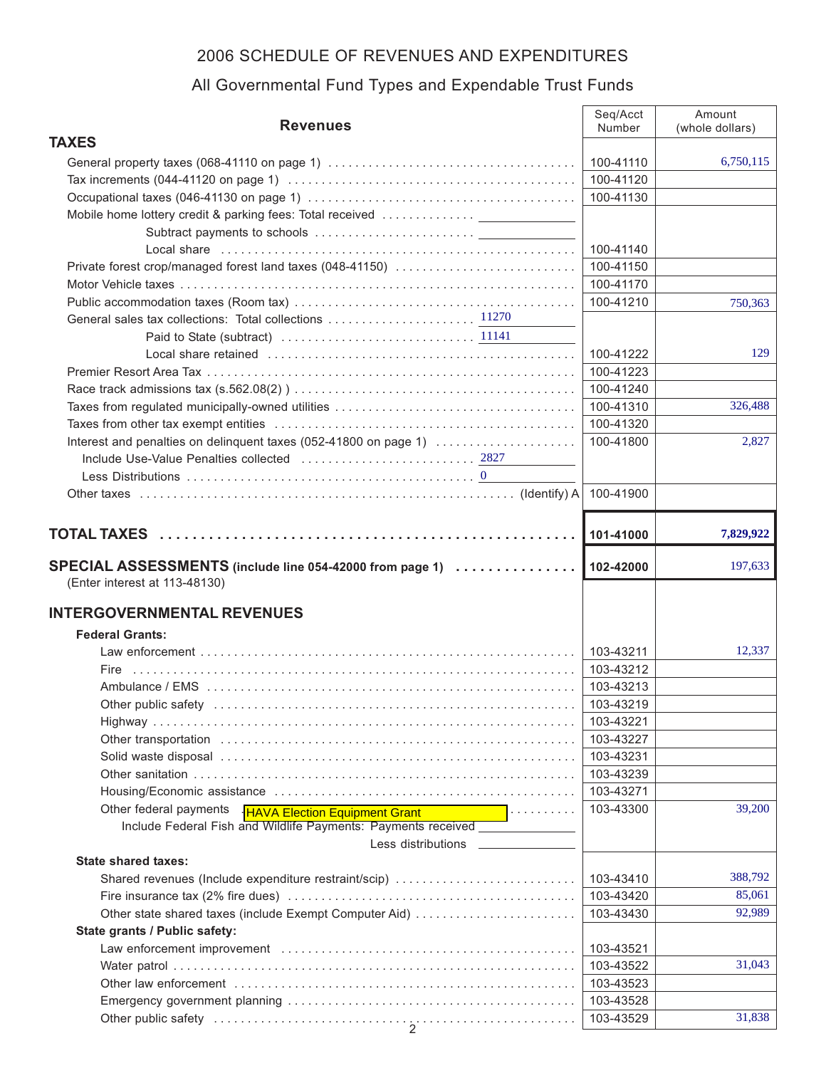# 2006 SCHEDULE OF REVENUES AND EXPENDITURES

## All Governmental Fund Types and Expendable Trust Funds

| Revenues | | Seq/Acct Number | Amount (whole dollars) |
|---|---|---|---|
| **TAXES** | | | |
| General property taxes (068-41110 on page 1) | | 100-41110 | 6,750,115 |
| Tax increments (044-41120 on page 1) | | 100-41120 | |
| Occupational taxes (046-41130 on page 1) | | 100-41130 | |
| Mobile home lottery credit & parking fees: Total received | | | |
| Subtract payments to schools | | | |
| Local share | | 100-41140 | |
| Private forest crop/managed forest land taxes (048-41150) | | 100-41150 | |
| Motor Vehicle taxes | | 100-41170 | |
| Public accommodation taxes (Room tax) | | 100-41210 | 750,363 |
| General sales tax collections: Total collections | 11270 | | |
| Paid to State (subtract) | 11141 | | |
| Local share retained | | 100-41222 | 129 |
| Premier Resort Area Tax | | 100-41223 | |
| Race track admissions tax (s.562.08(2) ) | | 100-41240 | |
| Taxes from regulated municipally-owned utilities | | 100-41310 | 326,488 |
| Taxes from other tax exempt entities | | 100-41320 | |
| Interest and penalties on delinquent taxes (052-41800 on page 1) | | 100-41800 | 2,827 |
| Include Use-Value Penalties collected | 2827 | | |
| Less Distributions | 0 | | |
| Other taxes (Identify) A | | 100-41900 | |
| **TOTAL TAXES** | | **101-41000** | **7,829,922** |
| **SPECIAL ASSESSMENTS (include line 054-42000 from page 1)** (Enter interest at 113-48130) | | **102-42000** | 197,633 |
| **INTERGOVERNMENTAL REVENUES** | | | |
| **Federal Grants:** | | | |
| Law enforcement | | 103-43211 | 12,337 |
| Fire | | 103-43212 | |
| Ambulance / EMS | | 103-43213 | |
| Other public safety | | 103-43219 | |
| Highway | | 103-43221 | |
| Other transportation | | 103-43227 | |
| Solid waste disposal | | 103-43231 | |
| Other sanitation | | 103-43239 | |
| Housing/Economic assistance | | 103-43271 | |
| Other federal payments HAVA Election Equipment Grant | | 103-43300 | 39,200 |
| Include Federal Fish and Wildlife Payments: Payments received | | | |
| Less distributions | | | |
| **State shared taxes:** | | | |
| Shared revenues (Include expenditure restraint/scip) | | 103-43410 | 388,792 |
| Fire insurance tax (2% fire dues) | | 103-43420 | 85,061 |
| Other state shared taxes (include Exempt Computer Aid) | | 103-43430 | 92,989 |
| **State grants / Public safety:** | | | |
| Law enforcement improvement | | 103-43521 | |
| Water patrol | | 103-43522 | 31,043 |
| Other law enforcement | | 103-43523 | |
| Emergency government planning | | 103-43528 | |
| Other public safety | | 103-43529 | 31,838 |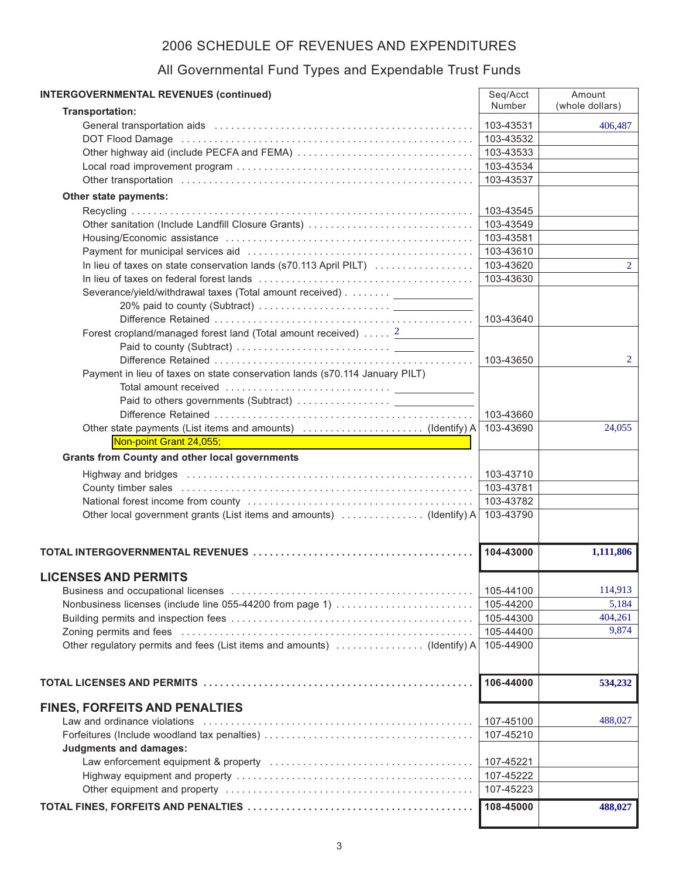# 2006 SCHEDULE OF REVENUES AND EXPENDITURES

## All Governmental Fund Types and Expendable Trust Funds

| INTERGOVERNMENTAL REVENUES (continued) | Seq/Acct Number | Amount (whole dollars) |
|---|---|---|
| **Transportation:** | | |
| General transportation aids | 103-43531 | 406,487 |
| DOT Flood Damage | 103-43532 | |
| Other highway aid (include PECFA and FEMA) | 103-43533 | |
| Local road improvement program | 103-43534 | |
| Other transportation | 103-43537 | |
| **Other state payments:** | | |
| Recycling | 103-43545 | |
| Other sanitation (Include Landfill Closure Grants) | 103-43549 | |
| Housing/Economic assistance | 103-43581 | |
| Payment for municipal services aid | 103-43610 | |
| In lieu of taxes on state conservation lands (s70.113 April PILT) | 103-43620 | 2 |
| In lieu of taxes on federal forest lands | 103-43630 | |
| Severance/yield/withdrawal taxes (Total amount received) | | |
| 20% paid to county (Subtract) | | |
| Difference Retained | 103-43640 | |
| Forest cropland/managed forest land (Total amount received) 2 | | |
| Paid to county (Subtract) | | |
| Difference Retained | 103-43650 | 2 |
| Payment in lieu of taxes on state conservation lands (s70.114 January PILT) | | |
| Total amount received | | |
| Paid to others governments (Subtract) | | |
| Difference Retained | 103-43660 | |
| Other state payments (List items and amounts) (Identify) A | 103-43690 | 24,055 |
| Non-point Grant 24,055; | | |
| **Grants from County and other local governments** | | |
| Highway and bridges | 103-43710 | |
| County timber sales | 103-43781 | |
| National forest income from county | 103-43782 | |
| Other local government grants (List items and amounts) (Identify) A | 103-43790 | |
| **TOTAL INTERGOVERNMENTAL REVENUES** | **104-43000** | **1,111,806** |
| **LICENSES AND PERMITS** | | |
| Business and occupational licenses | 105-44100 | 114,913 |
| Nonbusiness licenses (include line 055-44200 from page 1) | 105-44200 | 5,184 |
| Building permits and inspection fees | 105-44300 | 404,261 |
| Zoning permits and fees | 105-44400 | 9,874 |
| Other regulatory permits and fees (List items and amounts) (Identify) A | 105-44900 | |
| **TOTAL LICENSES AND PERMITS** | **106-44000** | **534,232** |
| **FINES, FORFEITS AND PENALTIES** | | |
| Law and ordinance violations | 107-45100 | 488,027 |
| Forfeitures (Include woodland tax penalties) | 107-45210 | |
| **Judgments and damages:** | | |
| Law enforcement equipment & property | 107-45221 | |
| Highway equipment and property | 107-45222 | |
| Other equipment and property | 107-45223 | |
| **TOTAL FINES, FORFEITS AND PENALTIES** | **108-45000** | **488,027** |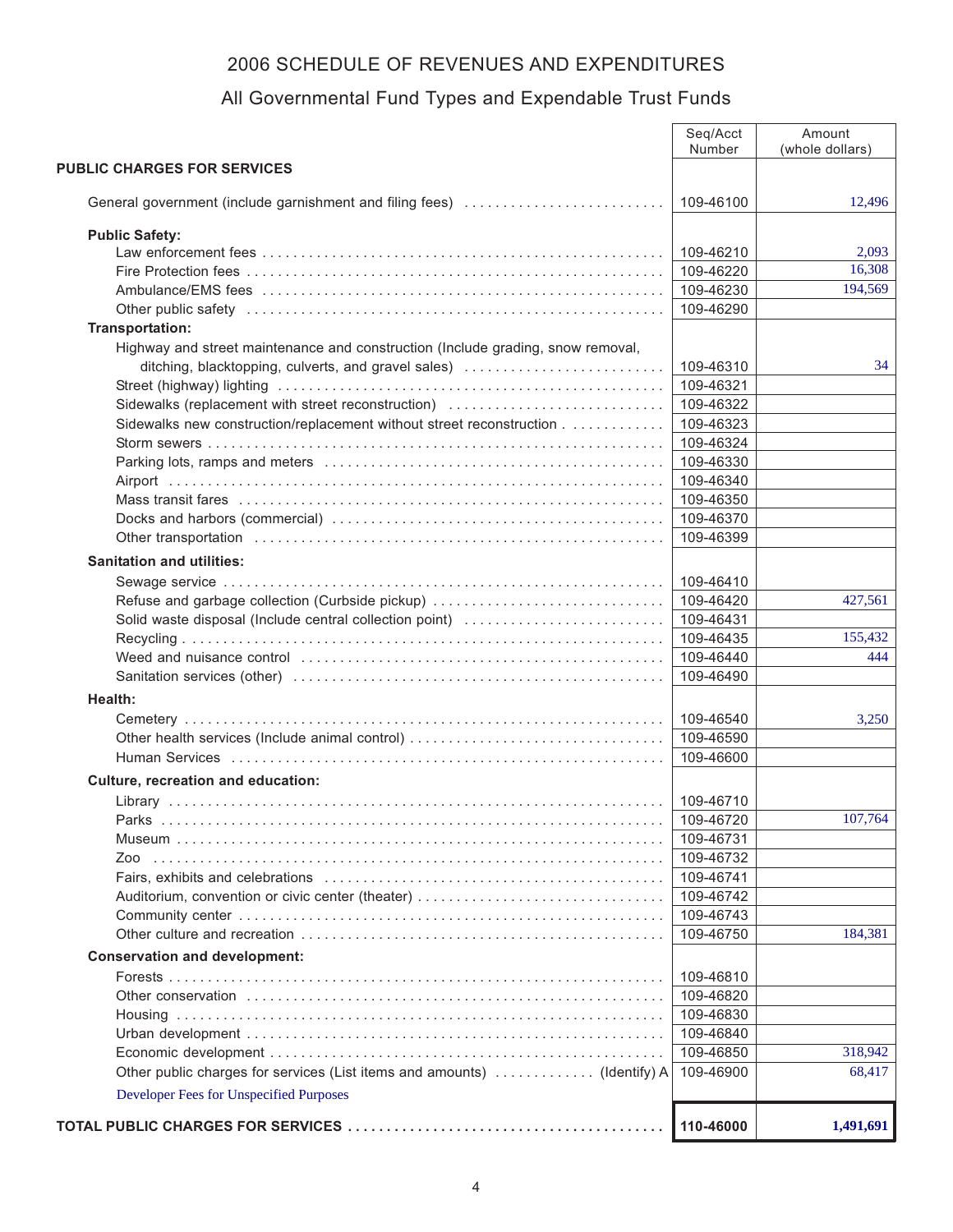# 2006 SCHEDULE OF REVENUES AND EXPENDITURES

## All Governmental Fund Types and Expendable Trust Funds

| | Seq/Acct Number | Amount (whole dollars) |
|---|---|---|
| **PUBLIC CHARGES FOR SERVICES** | | |
| General government (include garnishment and filing fees) | 109-46100 | 12,496 |
| **Public Safety:** | | |
| Law enforcement fees | 109-46210 | 2,093 |
| Fire Protection fees | 109-46220 | 16,308 |
| Ambulance/EMS fees | 109-46230 | 194,569 |
| Other public safety | 109-46290 | |
| **Transportation:** | | |
| Highway and street maintenance and construction (Include grading, snow removal, ditching, blacktopping, culverts, and gravel sales) | 109-46310 | 34 |
| Street (highway) lighting | 109-46321 | |
| Sidewalks (replacement with street reconstruction) | 109-46322 | |
| Sidewalks new construction/replacement without street reconstruction | 109-46323 | |
| Storm sewers | 109-46324 | |
| Parking lots, ramps and meters | 109-46330 | |
| Airport | 109-46340 | |
| Mass transit fares | 109-46350 | |
| Docks and harbors (commercial) | 109-46370 | |
| Other transportation | 109-46399 | |
| **Sanitation and utilities:** | | |
| Sewage service | 109-46410 | |
| Refuse and garbage collection (Curbside pickup) | 109-46420 | 427,561 |
| Solid waste disposal (Include central collection point) | 109-46431 | |
| Recycling | 109-46435 | 155,432 |
| Weed and nuisance control | 109-46440 | 444 |
| Sanitation services (other) | 109-46490 | |
| **Health:** | | |
| Cemetery | 109-46540 | 3,250 |
| Other health services (Include animal control) | 109-46590 | |
| Human Services | 109-46600 | |
| **Culture, recreation and education:** | | |
| Library | 109-46710 | |
| Parks | 109-46720 | 107,764 |
| Museum | 109-46731 | |
| Zoo | 109-46732 | |
| Fairs, exhibits and celebrations | 109-46741 | |
| Auditorium, convention or civic center (theater) | 109-46742 | |
| Community center | 109-46743 | |
| Other culture and recreation | 109-46750 | 184,381 |
| **Conservation and development:** | | |
| Forests | 109-46810 | |
| Other conservation | 109-46820 | |
| Housing | 109-46830 | |
| Urban development | 109-46840 | |
| Economic development | 109-46850 | 318,942 |
| Other public charges for services (List items and amounts) (Identify) A<br>Developer Fees for Unspecified Purposes | 109-46900 | 68,417 |
| **TOTAL PUBLIC CHARGES FOR SERVICES** | **110-46000** | **1,491,691** |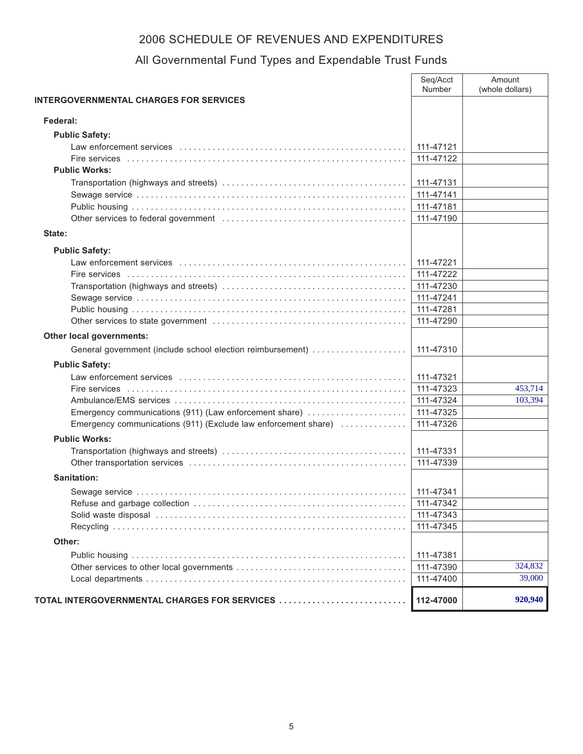# 2006 SCHEDULE OF REVENUES AND EXPENDITURES

## All Governmental Fund Types and Expendable Trust Funds

| | Seq/Acct Number | Amount (whole dollars) |
|---|---|---|
| **INTERGOVERNMENTAL CHARGES FOR SERVICES** | | |
| **Federal:** | | |
| **Public Safety:** | | |
| Law enforcement services | 111-47121 | |
| Fire services | 111-47122 | |
| **Public Works:** | | |
| Transportation (highways and streets) | 111-47131 | |
| Sewage service | 111-47141 | |
| Public housing | 111-47181 | |
| Other services to federal government | 111-47190 | |
| **State:** | | |
| **Public Safety:** | | |
| Law enforcement services | 111-47221 | |
| Fire services | 111-47222 | |
| Transportation (highways and streets) | 111-47230 | |
| Sewage service | 111-47241 | |
| Public housing | 111-47281 | |
| Other services to state government | 111-47290 | |
| **Other local governments:** | | |
| General government (include school election reimbursement) | 111-47310 | |
| **Public Safety:** | | |
| Law enforcement services | 111-47321 | |
| Fire services | 111-47323 | 453,714 |
| Ambulance/EMS services | 111-47324 | 103,394 |
| Emergency communications (911) (Law enforcement share) | 111-47325 | |
| Emergency communications (911) (Exclude law enforcement share) | 111-47326 | |
| **Public Works:** | | |
| Transportation (highways and streets) | 111-47331 | |
| Other transportation services | 111-47339 | |
| **Sanitation:** | | |
| Sewage service | 111-47341 | |
| Refuse and garbage collection | 111-47342 | |
| Solid waste disposal | 111-47343 | |
| Recycling | 111-47345 | |
| **Other:** | | |
| Public housing | 111-47381 | |
| Other services to other local governments | 111-47390 | 324,832 |
| Local departments | 111-47400 | 39,000 |
| **TOTAL INTERGOVERNMENTAL CHARGES FOR SERVICES** | **112-47000** | **920,940** |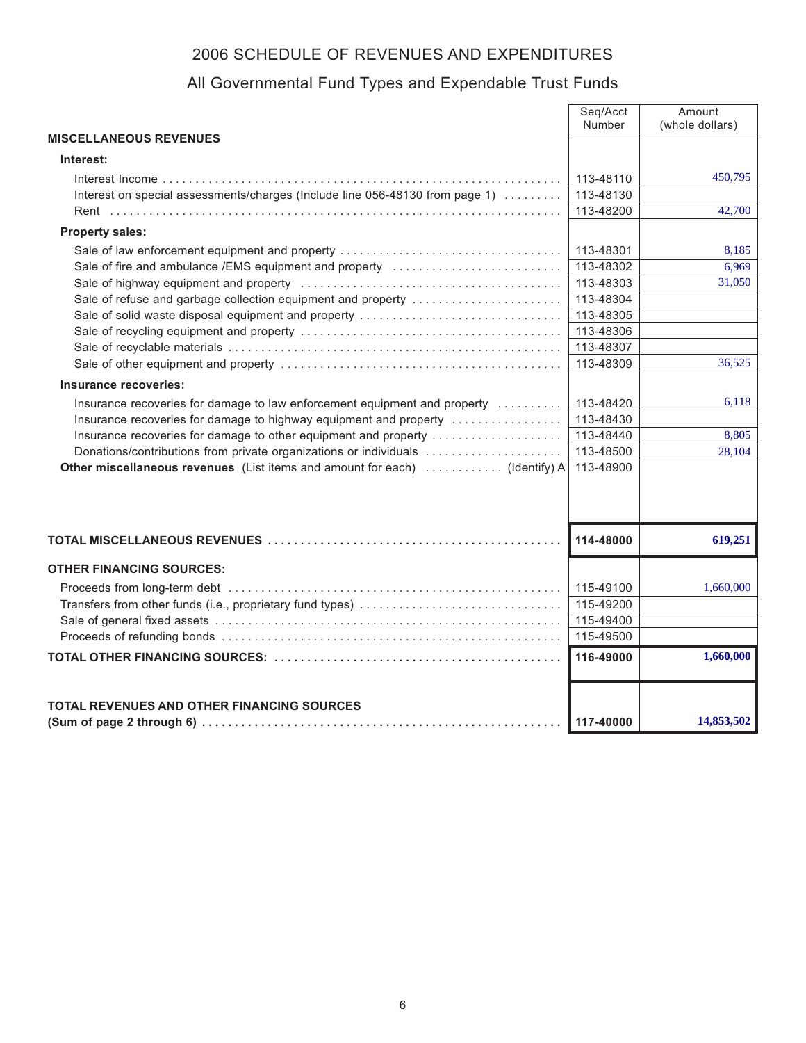# 2006 SCHEDULE OF REVENUES AND EXPENDITURES

## All Governmental Fund Types and Expendable Trust Funds

| | Seq/Acct Number | Amount (whole dollars) |
|---|---|---|
| **MISCELLANEOUS REVENUES** | | |
| **Interest:** | | |
| Interest Income | 113-48110 | 450,795 |
| Interest on special assessments/charges (Include line 056-48130 from page 1) | 113-48130 | |
| Rent | 113-48200 | 42,700 |
| **Property sales:** | | |
| Sale of law enforcement equipment and property | 113-48301 | 8,185 |
| Sale of fire and ambulance /EMS equipment and property | 113-48302 | 6,969 |
| Sale of highway equipment and property | 113-48303 | 31,050 |
| Sale of refuse and garbage collection equipment and property | 113-48304 | |
| Sale of solid waste disposal equipment and property | 113-48305 | |
| Sale of recycling equipment and property | 113-48306 | |
| Sale of recyclable materials | 113-48307 | |
| Sale of other equipment and property | 113-48309 | 36,525 |
| **Insurance recoveries:** | | |
| Insurance recoveries for damage to law enforcement equipment and property | 113-48420 | 6,118 |
| Insurance recoveries for damage to highway equipment and property | 113-48430 | |
| Insurance recoveries for damage to other equipment and property | 113-48440 | 8,805 |
| Donations/contributions from private organizations or individuals | 113-48500 | 28,104 |
| **Other miscellaneous revenues** (List items and amount for each) (Identify) A | 113-48900 | |
| **TOTAL MISCELLANEOUS REVENUES** | **114-48000** | **619,251** |
| **OTHER FINANCING SOURCES:** | | |
| Proceeds from long-term debt | 115-49100 | 1,660,000 |
| Transfers from other funds (i.e., proprietary fund types) | 115-49200 | |
| Sale of general fixed assets | 115-49400 | |
| Proceeds of refunding bonds | 115-49500 | |
| **TOTAL OTHER FINANCING SOURCES:** | **116-49000** | **1,660,000** |
| **TOTAL REVENUES AND OTHER FINANCING SOURCES (Sum of page 2 through 6)** | **117-40000** | **14,853,502** |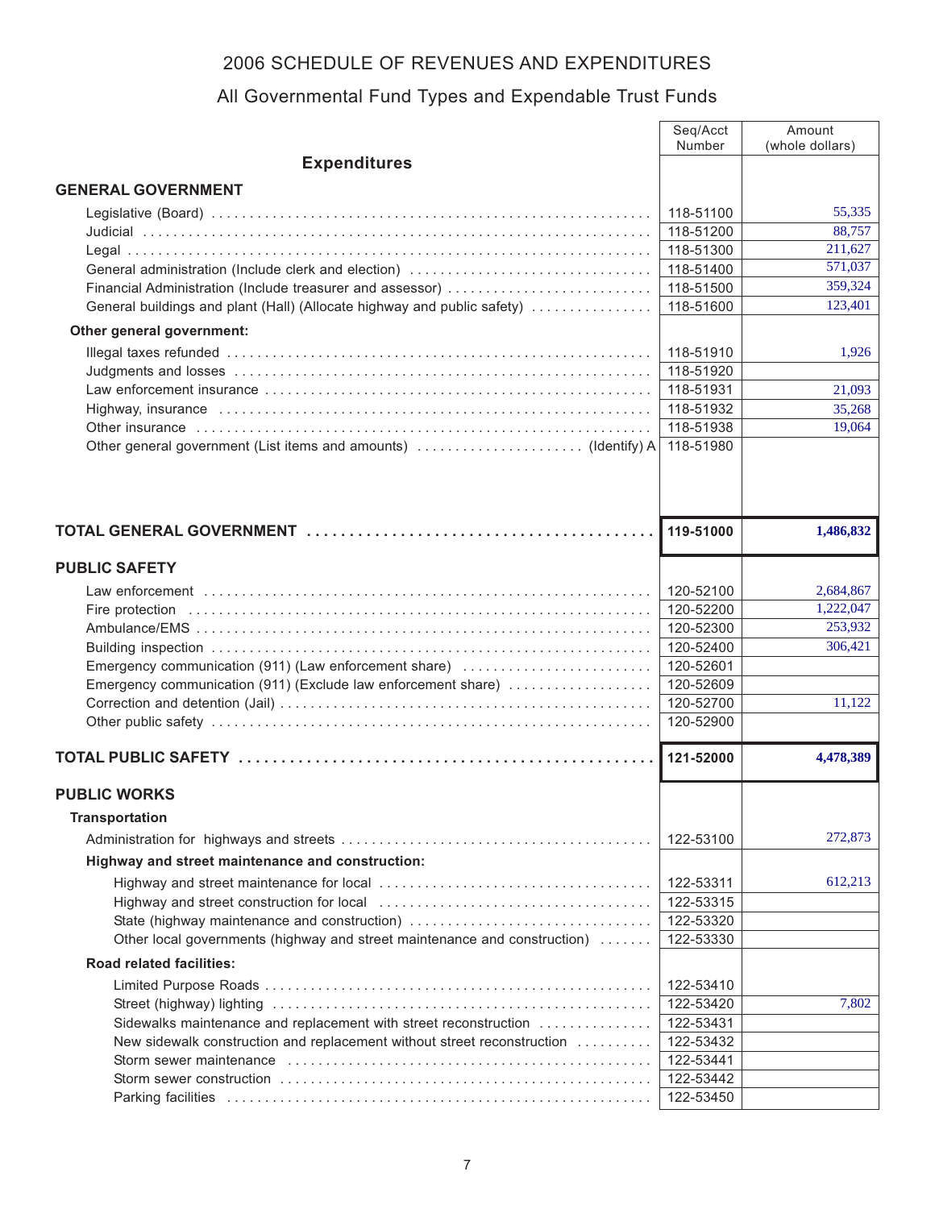# 2006 SCHEDULE OF REVENUES AND EXPENDITURES

## All Governmental Fund Types and Expendable Trust Funds

| Expenditures | Seq/Acct Number | Amount (whole dollars) |
|---|---|---|
| **GENERAL GOVERNMENT** | | |
| Legislative (Board) | 118-51100 | 55,335 |
| Judicial | 118-51200 | 88,757 |
| Legal | 118-51300 | 211,627 |
| General administration (Include clerk and election) | 118-51400 | 571,037 |
| Financial Administration (Include treasurer and assessor) | 118-51500 | 359,324 |
| General buildings and plant (Hall) (Allocate highway and public safety) | 118-51600 | 123,401 |
| **Other general government:** | | |
| Illegal taxes refunded | 118-51910 | 1,926 |
| Judgments and losses | 118-51920 | |
| Law enforcement insurance | 118-51931 | 21,093 |
| Highway, insurance | 118-51932 | 35,268 |
| Other insurance | 118-51938 | 19,064 |
| Other general government (List items and amounts) (Identify) A | 118-51980 | |
| **TOTAL GENERAL GOVERNMENT** | **119-51000** | **1,486,832** |
| **PUBLIC SAFETY** | | |
| Law enforcement | 120-52100 | 2,684,867 |
| Fire protection | 120-52200 | 1,222,047 |
| Ambulance/EMS | 120-52300 | 253,932 |
| Building inspection | 120-52400 | 306,421 |
| Emergency communication (911) (Law enforcement share) | 120-52601 | |
| Emergency communication (911) (Exclude law enforcement share) | 120-52609 | |
| Correction and detention (Jail) | 120-52700 | 11,122 |
| Other public safety | 120-52900 | |
| **TOTAL PUBLIC SAFETY** | **121-52000** | **4,478,389** |
| **PUBLIC WORKS** | | |
| **Transportation** | | |
| Administration for highways and streets | 122-53100 | 272,873 |
| **Highway and street maintenance and construction:** | | |
| Highway and street maintenance for local | 122-53311 | 612,213 |
| Highway and street construction for local | 122-53315 | |
| State (highway maintenance and construction) | 122-53320 | |
| Other local governments (highway and street maintenance and construction) | 122-53330 | |
| **Road related facilities:** | | |
| Limited Purpose Roads | 122-53410 | |
| Street (highway) lighting | 122-53420 | 7,802 |
| Sidewalks maintenance and replacement with street reconstruction | 122-53431 | |
| New sidewalk construction and replacement without street reconstruction | 122-53432 | |
| Storm sewer maintenance | 122-53441 | |
| Storm sewer construction | 122-53442 | |
| Parking facilities | 122-53450 | |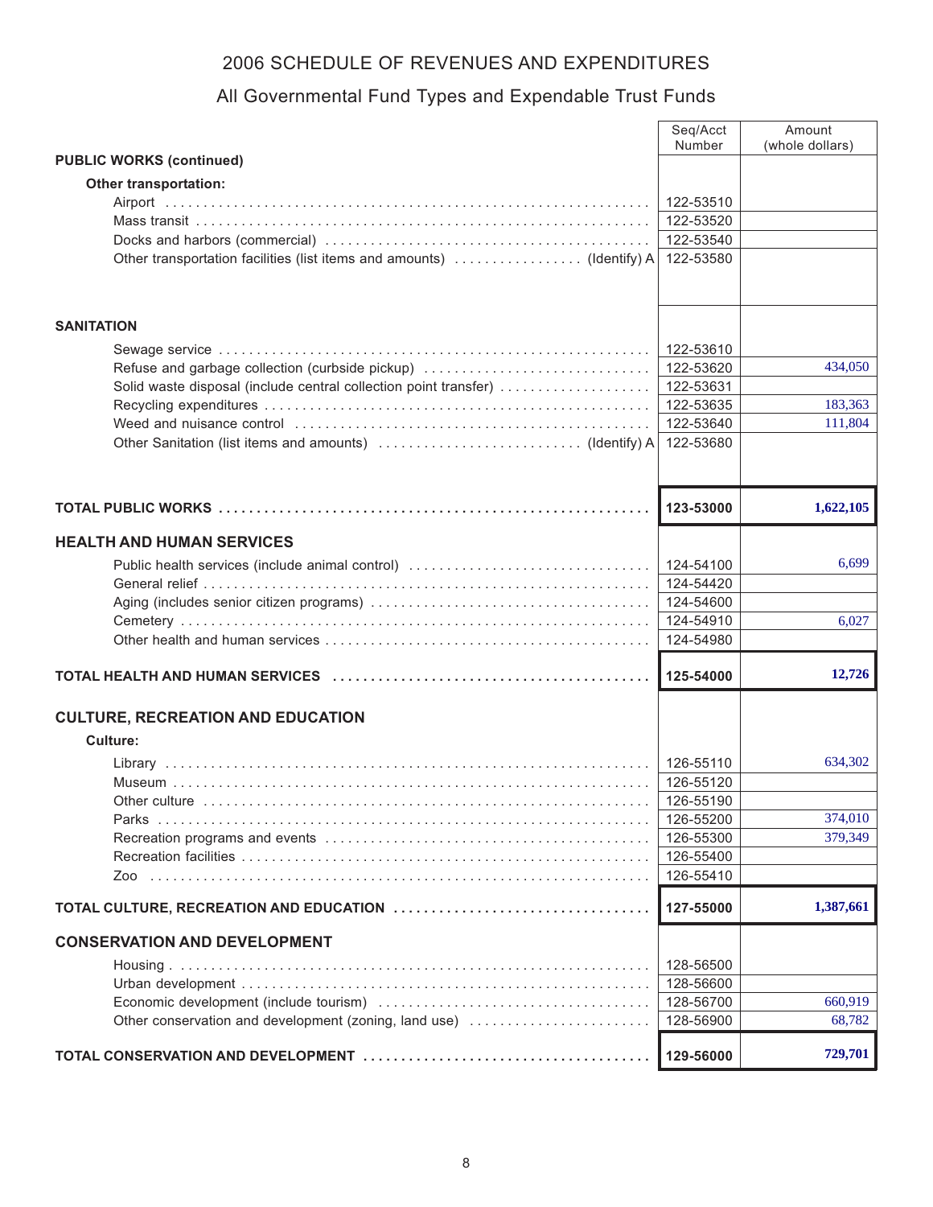# 2006 SCHEDULE OF REVENUES AND EXPENDITURES

## All Governmental Fund Types and Expendable Trust Funds

| | Seq/Acct Number | Amount (whole dollars) |
|---|---|---|
| **PUBLIC WORKS (continued)** | | |
| **Other transportation:** | | |
| Airport | 122-53510 | |
| Mass transit | 122-53520 | |
| Docks and harbors (commercial) | 122-53540 | |
| Other transportation facilities (list items and amounts) (Identify) A | 122-53580 | |
| **SANITATION** | | |
| Sewage service | 122-53610 | |
| Refuse and garbage collection (curbside pickup) | 122-53620 | 434,050 |
| Solid waste disposal (include central collection point transfer) | 122-53631 | |
| Recycling expenditures | 122-53635 | 183,363 |
| Weed and nuisance control | 122-53640 | 111,804 |
| Other Sanitation (list items and amounts) (Identify) A | 122-53680 | |
| **TOTAL PUBLIC WORKS** | **123-53000** | **1,622,105** |
| **HEALTH AND HUMAN SERVICES** | | |
| Public health services (include animal control) | 124-54100 | 6,699 |
| General relief | 124-54420 | |
| Aging (includes senior citizen programs) | 124-54600 | |
| Cemetery | 124-54910 | 6,027 |
| Other health and human services | 124-54980 | |
| **TOTAL HEALTH AND HUMAN SERVICES** | **125-54000** | **12,726** |
| **CULTURE, RECREATION AND EDUCATION** | | |
| **Culture:** | | |
| Library | 126-55110 | 634,302 |
| Museum | 126-55120 | |
| Other culture | 126-55190 | |
| Parks | 126-55200 | 374,010 |
| Recreation programs and events | 126-55300 | 379,349 |
| Recreation facilities | 126-55400 | |
| Zoo | 126-55410 | |
| **TOTAL CULTURE, RECREATION AND EDUCATION** | **127-55000** | **1,387,661** |
| **CONSERVATION AND DEVELOPMENT** | | |
| Housing | 128-56500 | |
| Urban development | 128-56600 | |
| Economic development (include tourism) | 128-56700 | 660,919 |
| Other conservation and development (zoning, land use) | 128-56900 | 68,782 |
| **TOTAL CONSERVATION AND DEVELOPMENT** | **129-56000** | **729,701** |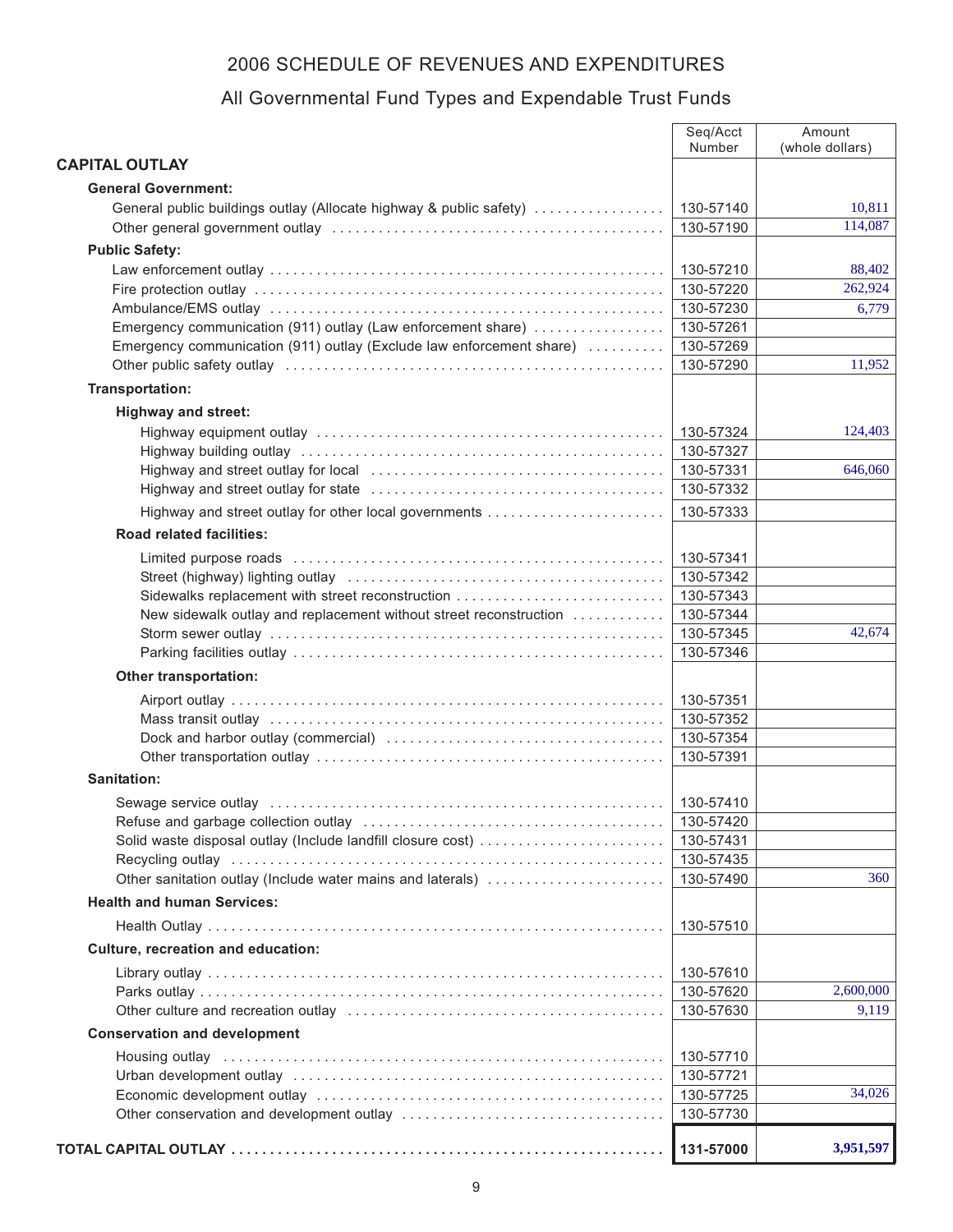# 2006 SCHEDULE OF REVENUES AND EXPENDITURES

## All Governmental Fund Types and Expendable Trust Funds

| | Seq/Acct Number | Amount (whole dollars) |
|---|---|---|
| **CAPITAL OUTLAY** | | |
| **General Government:** | | |
| General public buildings outlay (Allocate highway & public safety) | 130-57140 | 10,811 |
| Other general government outlay | 130-57190 | 114,087 |
| **Public Safety:** | | |
| Law enforcement outlay | 130-57210 | 88,402 |
| Fire protection outlay | 130-57220 | 262,924 |
| Ambulance/EMS outlay | 130-57230 | 6,779 |
| Emergency communication (911) outlay (Law enforcement share) | 130-57261 | |
| Emergency communication (911) outlay (Exclude law enforcement share) | 130-57269 | |
| Other public safety outlay | 130-57290 | 11,952 |
| **Transportation:** | | |
| **Highway and street:** | | |
| Highway equipment outlay | 130-57324 | 124,403 |
| Highway building outlay | 130-57327 | |
| Highway and street outlay for local | 130-57331 | 646,060 |
| Highway and street outlay for state | 130-57332 | |
| Highway and street outlay for other local governments | 130-57333 | |
| **Road related facilities:** | | |
| Limited purpose roads | 130-57341 | |
| Street (highway) lighting outlay | 130-57342 | |
| Sidewalks replacement with street reconstruction | 130-57343 | |
| New sidewalk outlay and replacement without street reconstruction | 130-57344 | |
| Storm sewer outlay | 130-57345 | 42,674 |
| Parking facilities outlay | 130-57346 | |
| **Other transportation:** | | |
| Airport outlay | 130-57351 | |
| Mass transit outlay | 130-57352 | |
| Dock and harbor outlay (commercial) | 130-57354 | |
| Other transportation outlay | 130-57391 | |
| **Sanitation:** | | |
| Sewage service outlay | 130-57410 | |
| Refuse and garbage collection outlay | 130-57420 | |
| Solid waste disposal outlay (Include landfill closure cost) | 130-57431 | |
| Recycling outlay | 130-57435 | |
| Other sanitation outlay (Include water mains and laterals) | 130-57490 | 360 |
| **Health and human Services:** | | |
| Health Outlay | 130-57510 | |
| **Culture, recreation and education:** | | |
| Library outlay | 130-57610 | |
| Parks outlay | 130-57620 | 2,600,000 |
| Other culture and recreation outlay | 130-57630 | 9,119 |
| **Conservation and development** | | |
| Housing outlay | 130-57710 | |
| Urban development outlay | 130-57721 | |
| Economic development outlay | 130-57725 | 34,026 |
| Other conservation and development outlay | 130-57730 | |
| **TOTAL CAPITAL OUTLAY** | **131-57000** | **3,951,597** |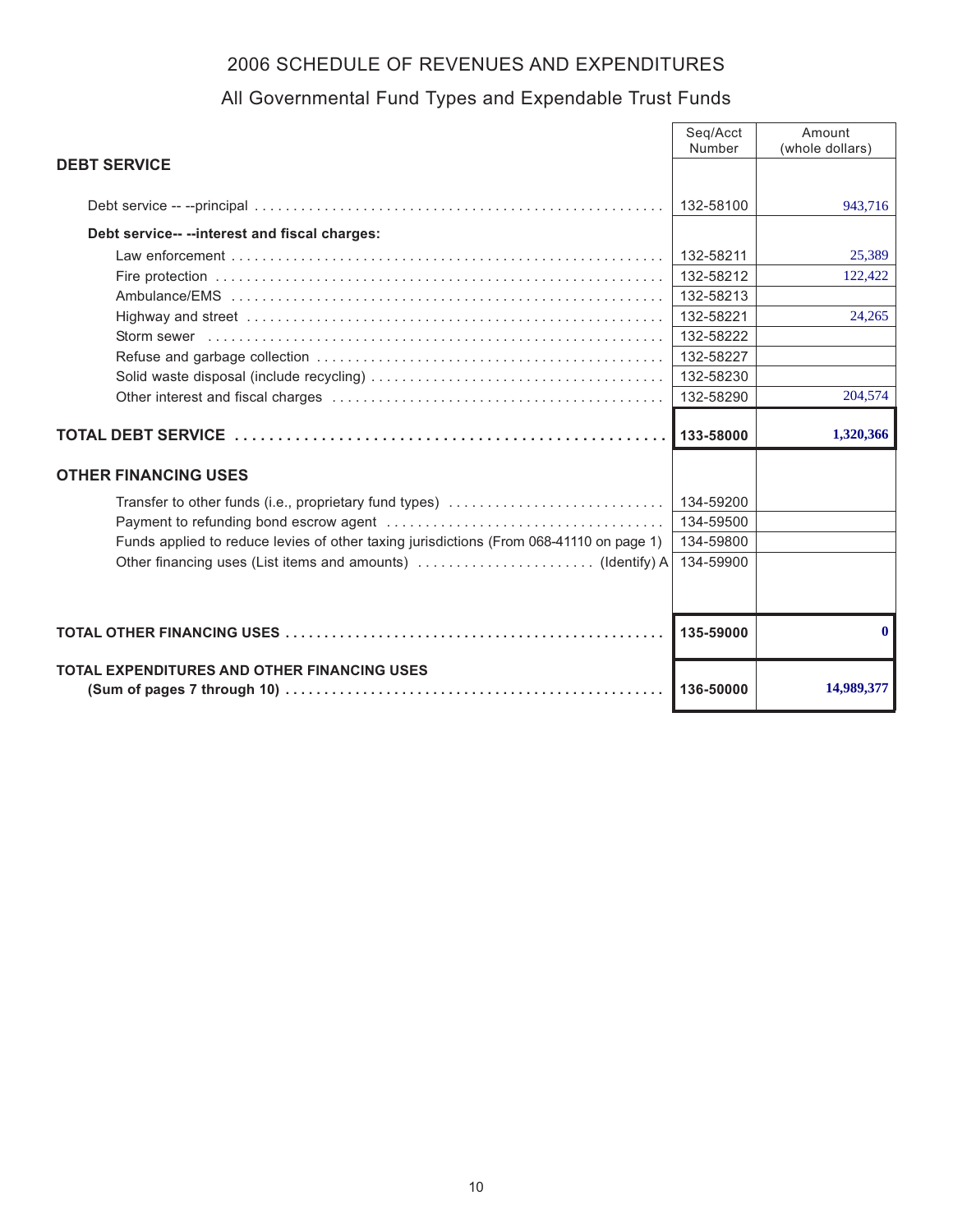## 2006 SCHEDULE OF REVENUES AND EXPENDITURES

### All Governmental Fund Types and Expendable Trust Funds

| | Seq/Acct Number | Amount (whole dollars) |
|---|---|---|
| **DEBT SERVICE** | | |
| Debt service -- --principal | 132-58100 | 943,716 |
| **Debt service-- --interest and fiscal charges:** | | |
| Law enforcement | 132-58211 | 25,389 |
| Fire protection | 132-58212 | 122,422 |
| Ambulance/EMS | 132-58213 | |
| Highway and street | 132-58221 | 24,265 |
| Storm sewer | 132-58222 | |
| Refuse and garbage collection | 132-58227 | |
| Solid waste disposal (include recycling) | 132-58230 | |
| Other interest and fiscal charges | 132-58290 | 204,574 |
| **TOTAL DEBT SERVICE** | **133-58000** | **1,320,366** |
| **OTHER FINANCING USES** | | |
| Transfer to other funds (i.e., proprietary fund types) | 134-59200 | |
| Payment to refunding bond escrow agent | 134-59500 | |
| Funds applied to reduce levies of other taxing jurisdictions (From 068-41110 on page 1) | 134-59800 | |
| Other financing uses (List items and amounts) (Identify) A | 134-59900 | |
| **TOTAL OTHER FINANCING USES** | **135-59000** | **0** |
| **TOTAL EXPENDITURES AND OTHER FINANCING USES (Sum of pages 7 through 10)** | **136-50000** | **14,989,377** |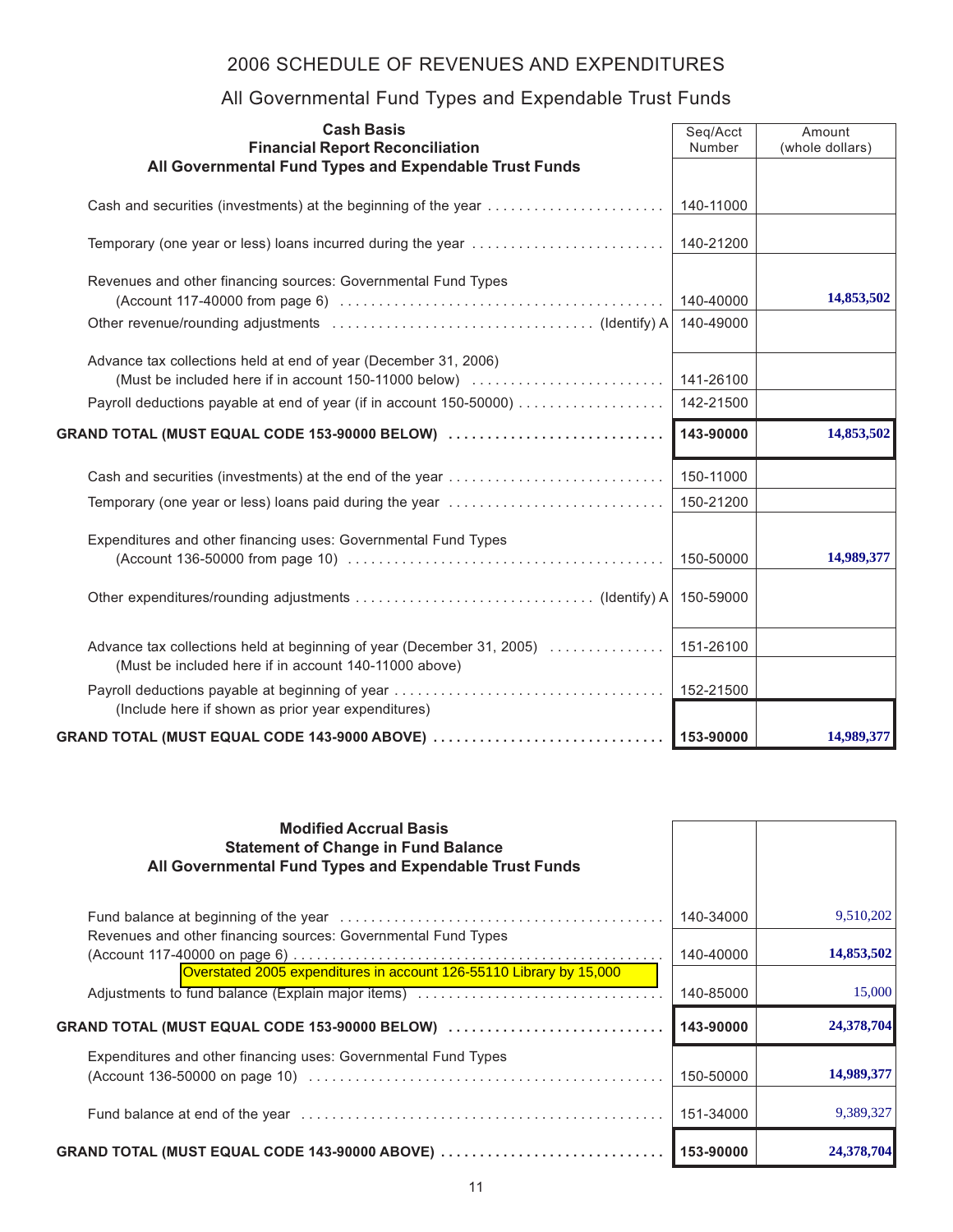# 2006 SCHEDULE OF REVENUES AND EXPENDITURES

## All Governmental Fund Types and Expendable Trust Funds

| **Cash Basis<br>Financial Report Reconciliation<br>All Governmental Fund Types and Expendable Trust Funds** | Seq/Acct Number | Amount (whole dollars) |
|---|---|---|
| Cash and securities (investments) at the beginning of the year | 140-11000 | |
| Temporary (one year or less) loans incurred during the year | 140-21200 | |
| Revenues and other financing sources: Governmental Fund Types (Account 117-40000 from page 6) | 140-40000 | **14,853,502** |
| Other revenue/rounding adjustments (Identify) A | 140-49000 | |
| Advance tax collections held at end of year (December 31, 2006) (Must be included here if in account 150-11000 below) | 141-26100 | |
| Payroll deductions payable at end of year (if in account 150-50000) | 142-21500 | |
| **GRAND TOTAL (MUST EQUAL CODE 153-90000 BELOW)** | **143-90000** | **14,853,502** |
| Cash and securities (investments) at the end of the year | 150-11000 | |
| Temporary (one year or less) loans paid during the year | 150-21200 | |
| Expenditures and other financing uses: Governmental Fund Types (Account 136-50000 from page 10) | 150-50000 | **14,989,377** |
| Other expenditures/rounding adjustments (Identify) A | 150-59000 | |
| Advance tax collections held at beginning of year (December 31, 2005) (Must be included here if in account 140-11000 above) | 151-26100 | |
| Payroll deductions payable at beginning of year (Include here if shown as prior year expenditures) | 152-21500 | |
| **GRAND TOTAL (MUST EQUAL CODE 143-9000 ABOVE)** | **153-90000** | **14,989,377** |

| **Modified Accrual Basis<br>Statement of Change in Fund Balance<br>All Governmental Fund Types and Expendable Trust Funds** | | |
|---|---|---|
| Fund balance at beginning of the year | 140-34000 | 9,510,202 |
| Revenues and other financing sources: Governmental Fund Types (Account 117-40000 on page 6) | 140-40000 | **14,853,502** |
| Adjustments to fund balance (Explain major items) Overstated 2005 expenditures in account 126-55110 Library by 15,000 | 140-85000 | 15,000 |
| **GRAND TOTAL (MUST EQUAL CODE 153-90000 BELOW)** | **143-90000** | **24,378,704** |
| Expenditures and other financing uses: Governmental Fund Types (Account 136-50000 on page 10) | 150-50000 | **14,989,377** |
| Fund balance at end of the year | 151-34000 | 9,389,327 |
| **GRAND TOTAL (MUST EQUAL CODE 143-90000 ABOVE)** | **153-90000** | **24,378,704** |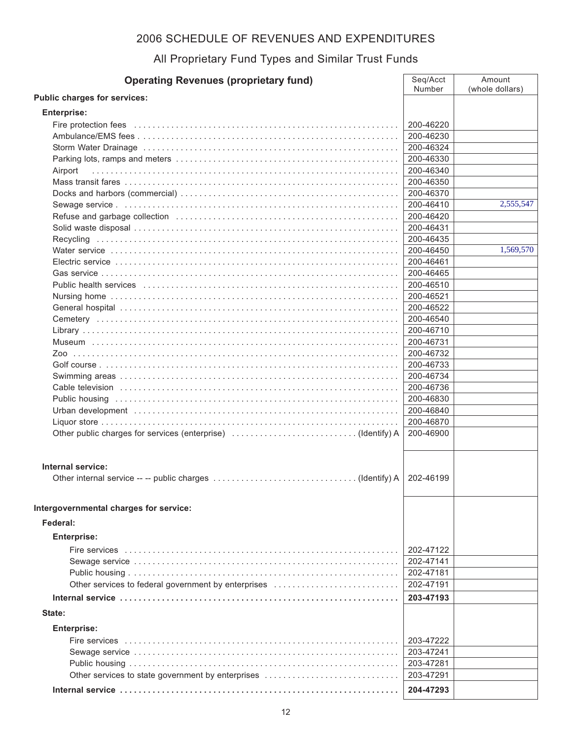# 2006 SCHEDULE OF REVENUES AND EXPENDITURES

## All Proprietary Fund Types and Similar Trust Funds

| Operating Revenues (proprietary fund) | Seq/Acct Number | Amount (whole dollars) |
|---|---|---|
| **Public charges for services:** | | |
| **Enterprise:** | | |
| Fire protection fees | 200-46220 | |
| Ambulance/EMS fees | 200-46230 | |
| Storm Water Drainage | 200-46324 | |
| Parking lots, ramps and meters | 200-46330 | |
| Airport | 200-46340 | |
| Mass transit fares | 200-46350 | |
| Docks and harbors (commercial) | 200-46370 | |
| Sewage service | 200-46410 | 2,555,547 |
| Refuse and garbage collection | 200-46420 | |
| Solid waste disposal | 200-46431 | |
| Recycling | 200-46435 | |
| Water service | 200-46450 | 1,569,570 |
| Electric service | 200-46461 | |
| Gas service | 200-46465 | |
| Public health services | 200-46510 | |
| Nursing home | 200-46521 | |
| General hospital | 200-46522 | |
| Cemetery | 200-46540 | |
| Library | 200-46710 | |
| Museum | 200-46731 | |
| Zoo | 200-46732 | |
| Golf course | 200-46733 | |
| Swimming areas | 200-46734 | |
| Cable television | 200-46736 | |
| Public housing | 200-46830 | |
| Urban development | 200-46840 | |
| Liquor store | 200-46870 | |
| Other public charges for services (enterprise) (Identify) A | 200-46900 | |
| **Internal service:** | | |
| Other internal service -- -- public charges (Identify) A | 202-46199 | |
| **Intergovernmental charges for service:** | | |
| **Federal:** | | |
| **Enterprise:** | | |
| Fire services | 202-47122 | |
| Sewage service | 202-47141 | |
| Public housing | 202-47181 | |
| Other services to federal government by enterprises | 202-47191 | |
| **Internal service** | **203-47193** | |
| **State:** | | |
| **Enterprise:** | | |
| Fire services | 203-47222 | |
| Sewage service | 203-47241 | |
| Public housing | 203-47281 | |
| Other services to state government by enterprises | 203-47291 | |
| **Internal service** | **204-47293** | |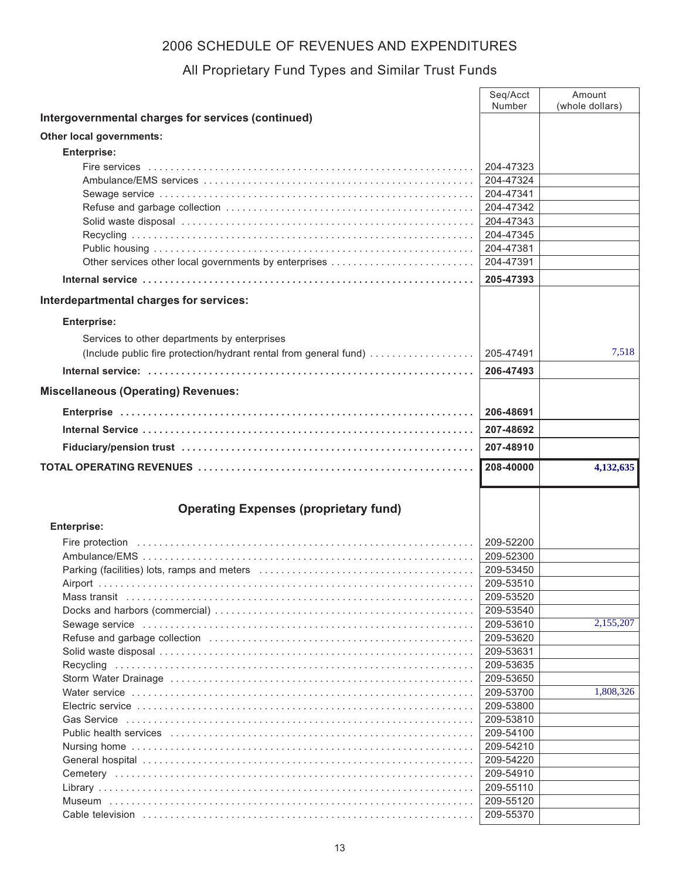# 2006 SCHEDULE OF REVENUES AND EXPENDITURES

## All Proprietary Fund Types and Similar Trust Funds

| | Seq/Acct Number | Amount (whole dollars) |
|---|---|---|
| **Intergovernmental charges for services (continued)** | | |
| **Other local governments:** | | |
| **Enterprise:** | | |
| Fire services | 204-47323 | |
| Ambulance/EMS services | 204-47324 | |
| Sewage service | 204-47341 | |
| Refuse and garbage collection | 204-47342 | |
| Solid waste disposal | 204-47343 | |
| Recycling | 204-47345 | |
| Public housing | 204-47381 | |
| Other services other local governments by enterprises | 204-47391 | |
| **Internal service** | **205-47393** | |
| **Interdepartmental charges for services:** | | |
| **Enterprise:** | | |
| Services to other departments by enterprises (Include public fire protection/hydrant rental from general fund) | 205-47491 | 7,518 |
| **Internal service:** | **206-47493** | |
| **Miscellaneous (Operating) Revenues:** | | |
| **Enterprise** | **206-48691** | |
| **Internal Service** | **207-48692** | |
| **Fiduciary/pension trust** | **207-48910** | |
| **TOTAL OPERATING REVENUES** | **208-40000** | **4,132,635** |

### Operating Expenses (proprietary fund)

| | Seq/Acct Number | Amount (whole dollars) |
|---|---|---|
| **Enterprise:** | | |
| Fire protection | 209-52200 | |
| Ambulance/EMS | 209-52300 | |
| Parking (facilities) lots, ramps and meters | 209-53450 | |
| Airport | 209-53510 | |
| Mass transit | 209-53520 | |
| Docks and harbors (commercial) | 209-53540 | |
| Sewage service | 209-53610 | 2,155,207 |
| Refuse and garbage collection | 209-53620 | |
| Solid waste disposal | 209-53631 | |
| Recycling | 209-53635 | |
| Storm Water Drainage | 209-53650 | |
| Water service | 209-53700 | 1,808,326 |
| Electric service | 209-53800 | |
| Gas Service | 209-53810 | |
| Public health services | 209-54100 | |
| Nursing home | 209-54210 | |
| General hospital | 209-54220 | |
| Cemetery | 209-54910 | |
| Library | 209-55110 | |
| Museum | 209-55120 | |
| Cable television | 209-55370 | |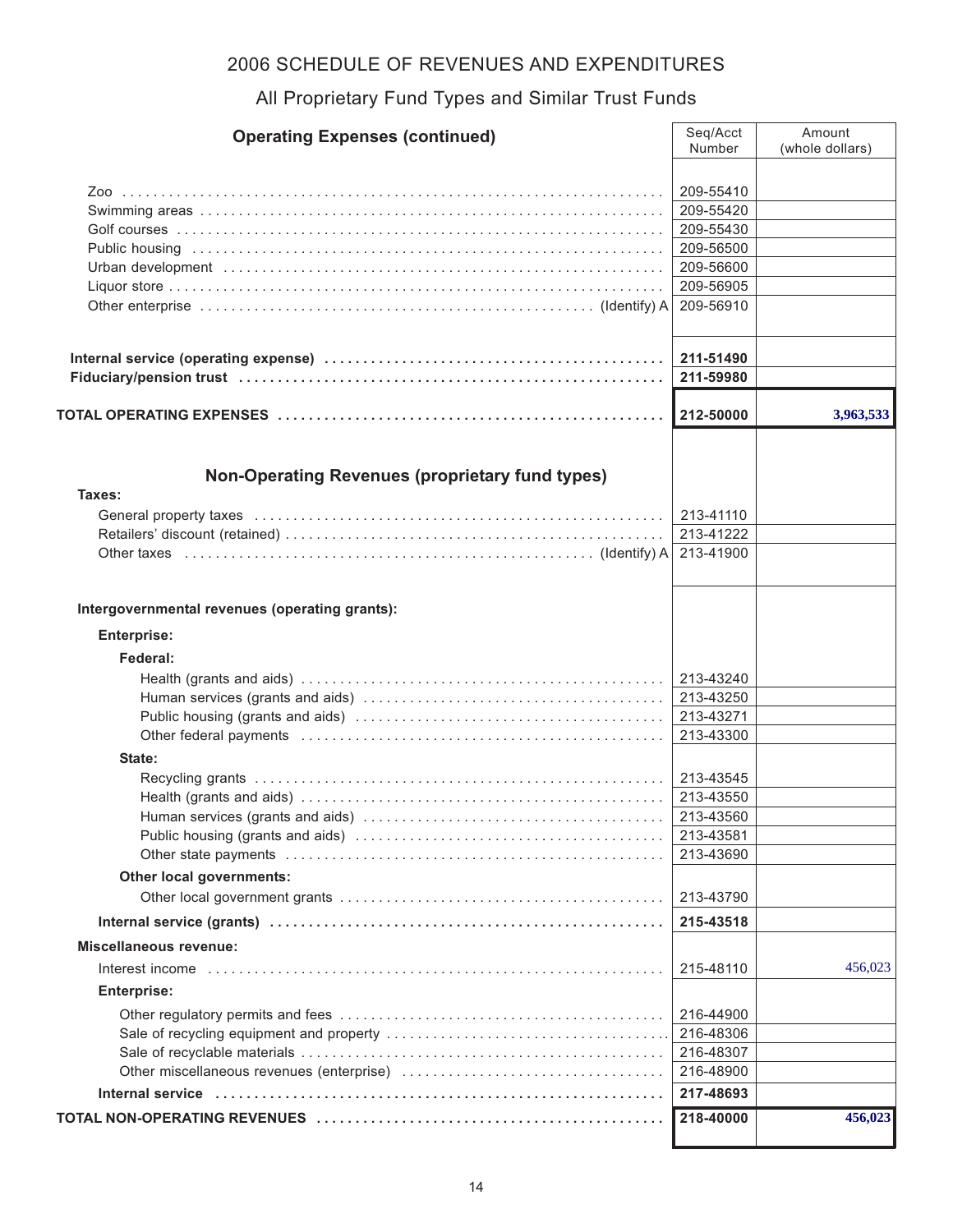# 2006 SCHEDULE OF REVENUES AND EXPENDITURES

## All Proprietary Fund Types and Similar Trust Funds

| Operating Expenses (continued) | Seq/Acct Number | Amount (whole dollars) |
|---|---|---|
| Zoo | 209-55410 | |
| Swimming areas | 209-55420 | |
| Golf courses | 209-55430 | |
| Public housing | 209-56500 | |
| Urban development | 209-56600 | |
| Liquor store | 209-56905 | |
| Other enterprise (Identify) A | 209-56910 | |
| **Internal service (operating expense)** | **211-51490** | |
| **Fiduciary/pension trust** | **211-59980** | |
| **TOTAL OPERATING EXPENSES** | **212-50000** | **3,963,533** |
| **Non-Operating Revenues (proprietary fund types)** | | |
| **Taxes:** | | |
| General property taxes | 213-41110 | |
| Retailers' discount (retained) | 213-41222 | |
| Other taxes (Identify) A | 213-41900 | |
| **Intergovernmental revenues (operating grants):** | | |
| **Enterprise:** | | |
| **Federal:** | | |
| Health (grants and aids) | 213-43240 | |
| Human services (grants and aids) | 213-43250 | |
| Public housing (grants and aids) | 213-43271 | |
| Other federal payments | 213-43300 | |
| **State:** | | |
| Recycling grants | 213-43545 | |
| Health (grants and aids) | 213-43550 | |
| Human services (grants and aids) | 213-43560 | |
| Public housing (grants and aids) | 213-43581 | |
| Other state payments | 213-43690 | |
| **Other local governments:** | | |
| Other local government grants | 213-43790 | |
| **Internal service (grants)** | **215-43518** | |
| **Miscellaneous revenue:** | | |
| Interest income | 215-48110 | 456,023 |
| **Enterprise:** | | |
| Other regulatory permits and fees | 216-44900 | |
| Sale of recycling equipment and property | 216-48306 | |
| Sale of recyclable materials | 216-48307 | |
| Other miscellaneous revenues (enterprise) | 216-48900 | |
| **Internal service** | **217-48693** | |
| **TOTAL NON-OPERATING REVENUES** | **218-40000** | **456,023** |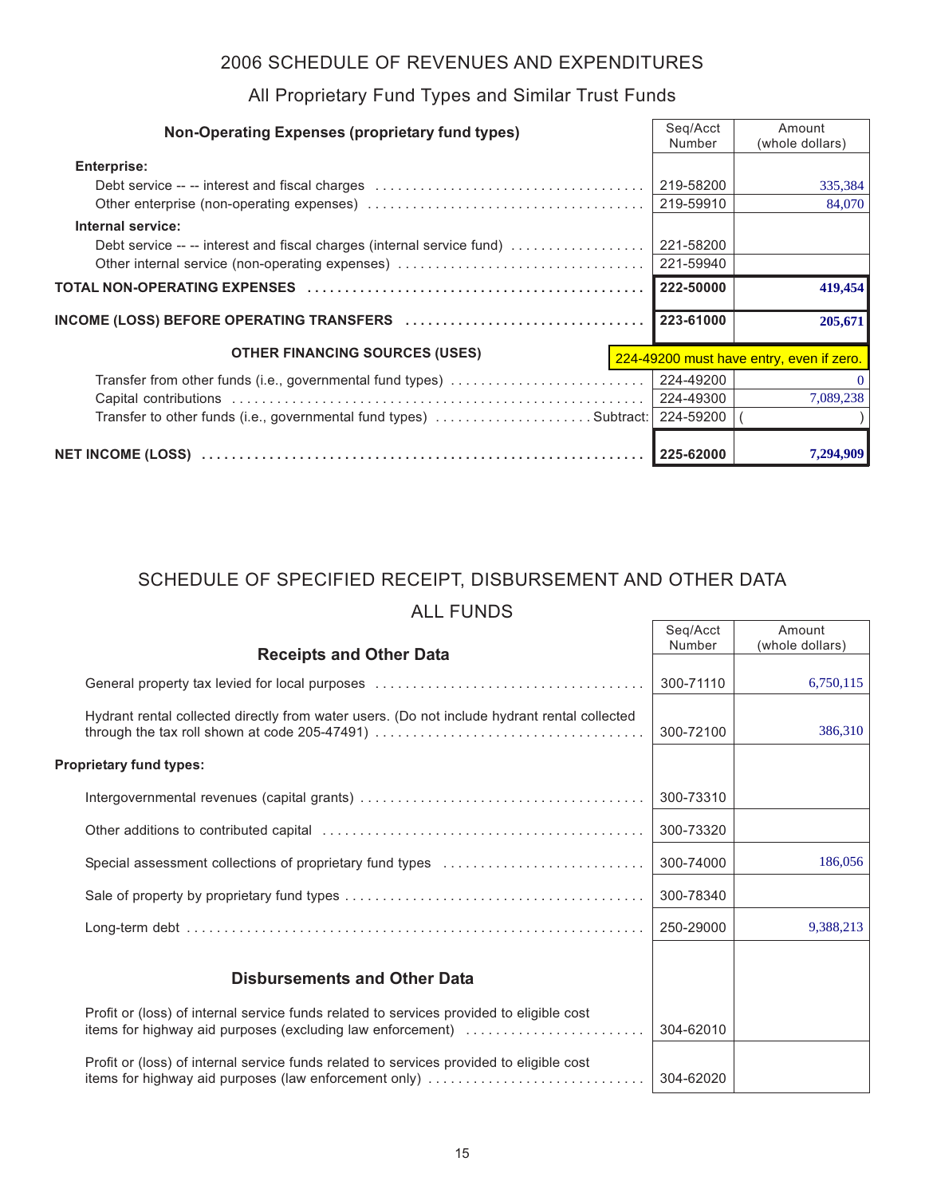# 2006 SCHEDULE OF REVENUES AND EXPENDITURES

## All Proprietary Fund Types and Similar Trust Funds

| Non-Operating Expenses (proprietary fund types) | Seq/Acct Number | Amount (whole dollars) |
|---|---|---|
| **Enterprise:** | | |
| Debt service -- -- interest and fiscal charges | 219-58200 | 335,384 |
| Other enterprise (non-operating expenses) | 219-59910 | 84,070 |
| **Internal service:** | | |
| Debt service -- -- interest and fiscal charges (internal service fund) | 221-58200 | |
| Other internal service (non-operating expenses) | 221-59940 | |
| **TOTAL NON-OPERATING EXPENSES** | **222-50000** | **419,454** |
| **INCOME (LOSS) BEFORE OPERATING TRANSFERS** | **223-61000** | **205,671** |
| **OTHER FINANCING SOURCES (USES)** | 224-49200 must have entry, even if zero. | |
| Transfer from other funds (i.e., governmental fund types) | 224-49200 | 0 |
| Capital contributions | 224-49300 | 7,089,238 |
| Transfer to other funds (i.e., governmental fund types) Subtract: | 224-59200 | ( ) |
| **NET INCOME (LOSS)** | **225-62000** | **7,294,909** |

# SCHEDULE OF SPECIFIED RECEIPT, DISBURSEMENT AND OTHER DATA

## ALL FUNDS

| Receipts and Other Data | Seq/Acct Number | Amount (whole dollars) |
|---|---|---|
| General property tax levied for local purposes | 300-71110 | 6,750,115 |
| Hydrant rental collected directly from water users. (Do not include hydrant rental collected through the tax roll shown at code 205-47491) | 300-72100 | 386,310 |
| **Proprietary fund types:** | | |
| Intergovernmental revenues (capital grants) | 300-73310 | |
| Other additions to contributed capital | 300-73320 | |
| Special assessment collections of proprietary fund types | 300-74000 | 186,056 |
| Sale of property by proprietary fund types | 300-78340 | |
| Long-term debt | 250-29000 | 9,388,213 |
| **Disbursements and Other Data** | | |
| Profit or (loss) of internal service funds related to services provided to eligible cost items for highway aid purposes (excluding law enforcement) | 304-62010 | |
| Profit or (loss) of internal service funds related to services provided to eligible cost items for highway aid purposes (law enforcement only) | 304-62020 | |